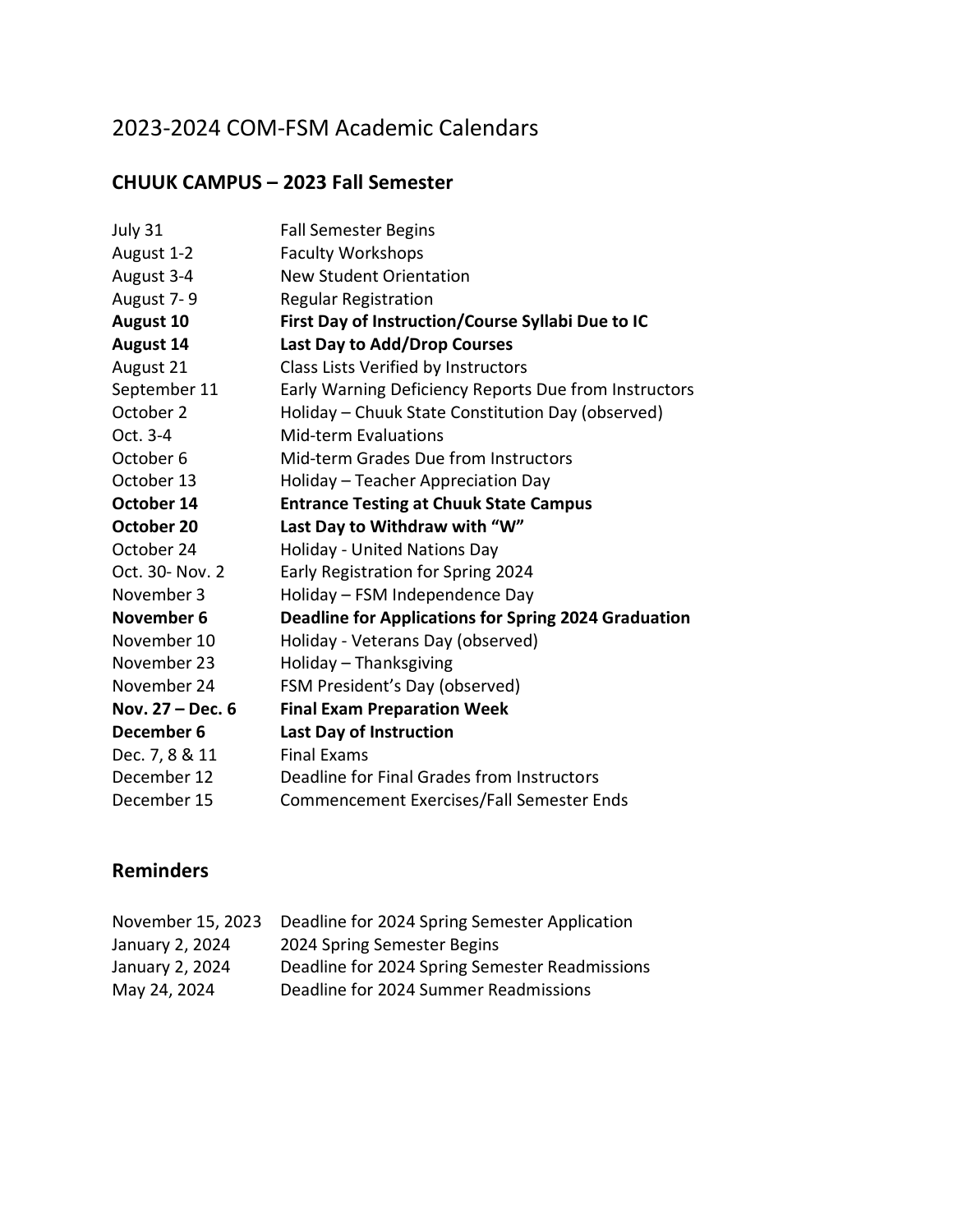# 2023-2024 COM-FSM Academic Calendars

## CHUUK CAMPUS – 2023 Fall Semester

| | |
|---|---|
| July 31 | Fall Semester Begins |
| August 1-2 | Faculty Workshops |
| August 3-4 | New Student Orientation |
| August 7- 9 | Regular Registration |
| **August 10** | **First Day of Instruction/Course Syllabi Due to IC** |
| **August 14** | **Last Day to Add/Drop Courses** |
| August 21 | Class Lists Verified by Instructors |
| September 11 | Early Warning Deficiency Reports Due from Instructors |
| October 2 | Holiday – Chuuk State Constitution Day (observed) |
| Oct. 3-4 | Mid-term Evaluations |
| October 6 | Mid-term Grades Due from Instructors |
| October 13 | Holiday – Teacher Appreciation Day |
| **October 14** | **Entrance Testing at Chuuk State Campus** |
| **October 20** | **Last Day to Withdraw with "W"** |
| October 24 | Holiday - United Nations Day |
| Oct. 30- Nov. 2 | Early Registration for Spring 2024 |
| November 3 | Holiday – FSM Independence Day |
| **November 6** | **Deadline for Applications for Spring 2024 Graduation** |
| November 10 | Holiday - Veterans Day (observed) |
| November 23 | Holiday – Thanksgiving |
| November 24 | FSM President's Day (observed) |
| **Nov. 27 – Dec. 6** | **Final Exam Preparation Week** |
| **December 6** | **Last Day of Instruction** |
| Dec. 7, 8 & 11 | Final Exams |
| December 12 | Deadline for Final Grades from Instructors |
| December 15 | Commencement Exercises/Fall Semester Ends |

## Reminders

| | |
|---|---|
| November 15, 2023 | Deadline for 2024 Spring Semester Application |
| January 2, 2024 | 2024 Spring Semester Begins |
| January 2, 2024 | Deadline for 2024 Spring Semester Readmissions |
| May 24, 2024 | Deadline for 2024 Summer Readmissions |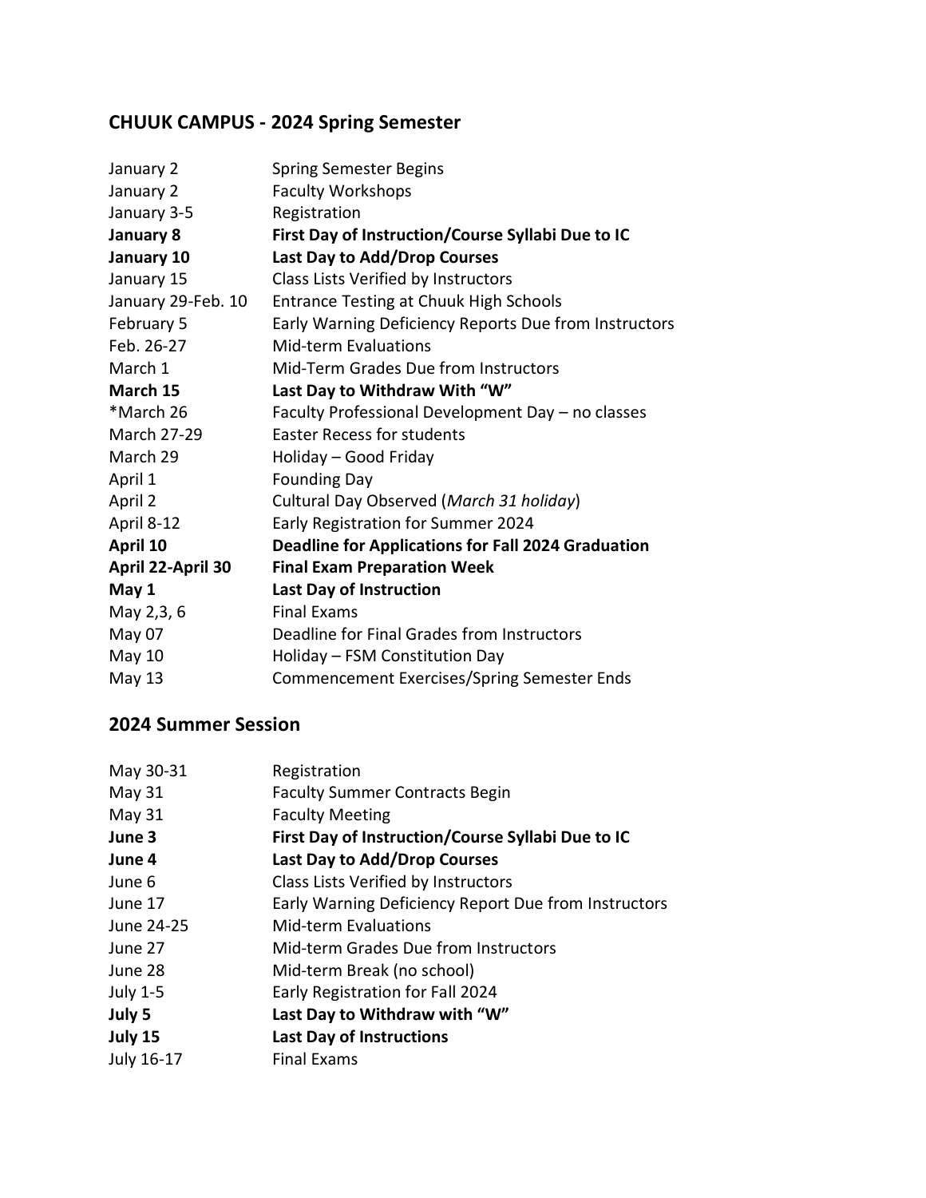## CHUUK CAMPUS - 2024 Spring Semester

| | |
|---|---|
| January 2 | Spring Semester Begins |
| January 2 | Faculty Workshops |
| January 3-5 | Registration |
| **January 8** | **First Day of Instruction/Course Syllabi Due to IC** |
| **January 10** | **Last Day to Add/Drop Courses** |
| January 15 | Class Lists Verified by Instructors |
| January 29-Feb. 10 | Entrance Testing at Chuuk High Schools |
| February 5 | Early Warning Deficiency Reports Due from Instructors |
| Feb. 26-27 | Mid-term Evaluations |
| March 1 | Mid-Term Grades Due from Instructors |
| **March 15** | **Last Day to Withdraw With "W"** |
| *March 26 | Faculty Professional Development Day – no classes |
| March 27-29 | Easter Recess for students |
| March 29 | Holiday – Good Friday |
| April 1 | Founding Day |
| April 2 | Cultural Day Observed (*March 31 holiday*) |
| April 8-12 | Early Registration for Summer 2024 |
| **April 10** | **Deadline for Applications for Fall 2024 Graduation** |
| **April 22-April 30** | **Final Exam Preparation Week** |
| **May 1** | **Last Day of Instruction** |
| May 2,3, 6 | Final Exams |
| May 07 | Deadline for Final Grades from Instructors |
| May 10 | Holiday – FSM Constitution Day |
| May 13 | Commencement Exercises/Spring Semester Ends |

## 2024 Summer Session

| | |
|---|---|
| May 30-31 | Registration |
| May 31 | Faculty Summer Contracts Begin |
| May 31 | Faculty Meeting |
| **June 3** | **First Day of Instruction/Course Syllabi Due to IC** |
| **June 4** | **Last Day to Add/Drop Courses** |
| June 6 | Class Lists Verified by Instructors |
| June 17 | Early Warning Deficiency Report Due from Instructors |
| June 24-25 | Mid-term Evaluations |
| June 27 | Mid-term Grades Due from Instructors |
| June 28 | Mid-term Break (no school) |
| July 1-5 | Early Registration for Fall 2024 |
| **July 5** | **Last Day to Withdraw with "W"** |
| **July 15** | **Last Day of Instructions** |
| July 16-17 | Final Exams |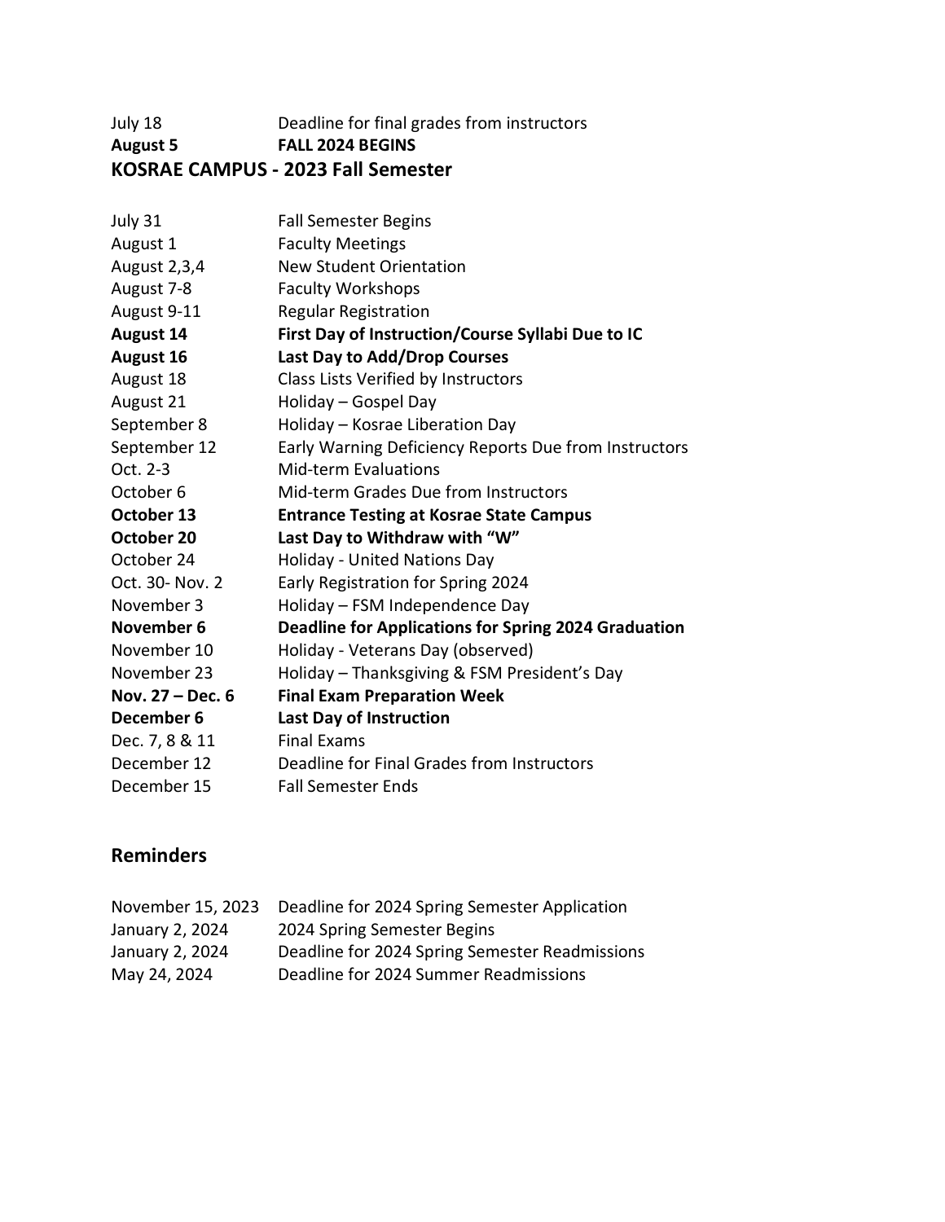| | |
|---|---|
| July 18 | Deadline for final grades from instructors |
| **August 5** | **FALL 2024 BEGINS** |

## KOSRAE CAMPUS - 2023 Fall Semester

| | |
|---|---|
| July 31 | Fall Semester Begins |
| August 1 | Faculty Meetings |
| August 2,3,4 | New Student Orientation |
| August 7-8 | Faculty Workshops |
| August 9-11 | Regular Registration |
| **August 14** | **First Day of Instruction/Course Syllabi Due to IC** |
| **August 16** | **Last Day to Add/Drop Courses** |
| August 18 | Class Lists Verified by Instructors |
| August 21 | Holiday – Gospel Day |
| September 8 | Holiday – Kosrae Liberation Day |
| September 12 | Early Warning Deficiency Reports Due from Instructors |
| Oct. 2-3 | Mid-term Evaluations |
| October 6 | Mid-term Grades Due from Instructors |
| **October 13** | **Entrance Testing at Kosrae State Campus** |
| **October 20** | **Last Day to Withdraw with "W"** |
| October 24 | Holiday - United Nations Day |
| Oct. 30- Nov. 2 | Early Registration for Spring 2024 |
| November 3 | Holiday – FSM Independence Day |
| **November 6** | **Deadline for Applications for Spring 2024 Graduation** |
| November 10 | Holiday - Veterans Day (observed) |
| November 23 | Holiday – Thanksgiving & FSM President's Day |
| **Nov. 27 – Dec. 6** | **Final Exam Preparation Week** |
| **December 6** | **Last Day of Instruction** |
| Dec. 7, 8 & 11 | Final Exams |
| December 12 | Deadline for Final Grades from Instructors |
| December 15 | Fall Semester Ends |

## Reminders

| | |
|---|---|
| November 15, 2023 | Deadline for 2024 Spring Semester Application |
| January 2, 2024 | 2024 Spring Semester Begins |
| January 2, 2024 | Deadline for 2024 Spring Semester Readmissions |
| May 24, 2024 | Deadline for 2024 Summer Readmissions |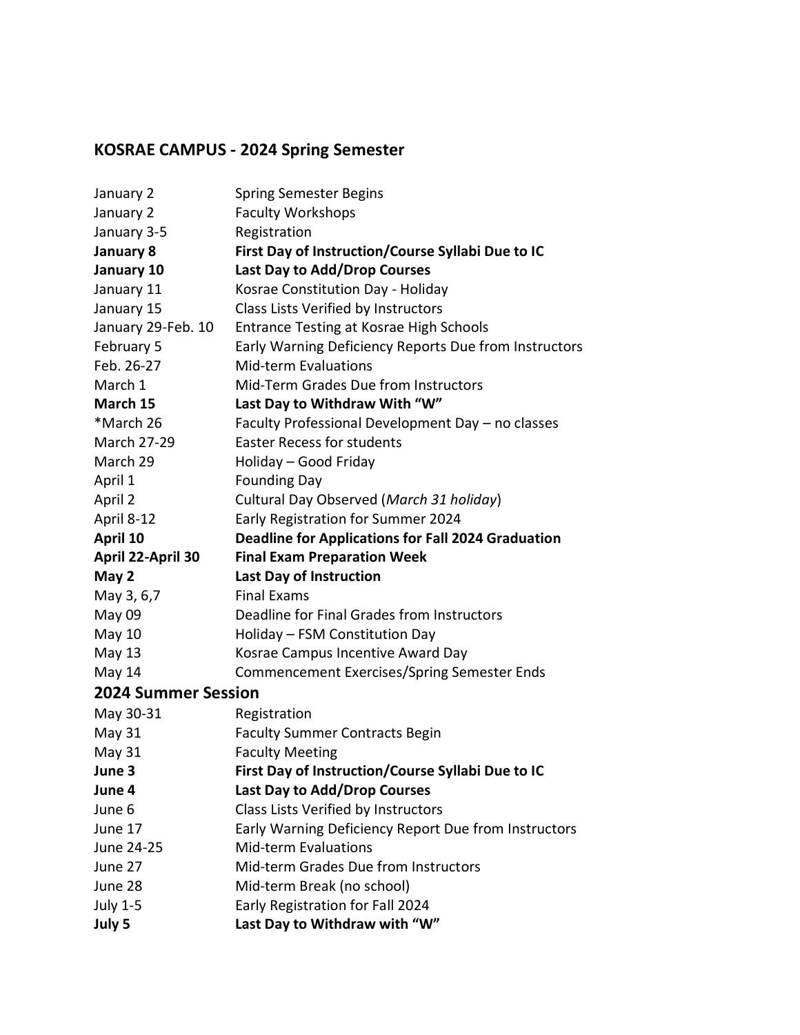## KOSRAE CAMPUS - 2024 Spring Semester

| | |
|---|---|
| January 2 | Spring Semester Begins |
| January 2 | Faculty Workshops |
| January 3-5 | Registration |
| **January 8** | **First Day of Instruction/Course Syllabi Due to IC** |
| **January 10** | **Last Day to Add/Drop Courses** |
| January 11 | Kosrae Constitution Day - Holiday |
| January 15 | Class Lists Verified by Instructors |
| January 29-Feb. 10 | Entrance Testing at Kosrae High Schools |
| February 5 | Early Warning Deficiency Reports Due from Instructors |
| Feb. 26-27 | Mid-term Evaluations |
| March 1 | Mid-Term Grades Due from Instructors |
| **March 15** | **Last Day to Withdraw With "W"** |
| *March 26 | Faculty Professional Development Day – no classes |
| March 27-29 | Easter Recess for students |
| March 29 | Holiday – Good Friday |
| April 1 | Founding Day |
| April 2 | Cultural Day Observed (*March 31 holiday*) |
| April 8-12 | Early Registration for Summer 2024 |
| **April 10** | **Deadline for Applications for Fall 2024 Graduation** |
| **April 22-April 30** | **Final Exam Preparation Week** |
| **May 2** | **Last Day of Instruction** |
| May 3, 6,7 | Final Exams |
| May 09 | Deadline for Final Grades from Instructors |
| May 10 | Holiday – FSM Constitution Day |
| May 13 | Kosrae Campus Incentive Award Day |
| May 14 | Commencement Exercises/Spring Semester Ends |

## 2024 Summer Session

| | |
|---|---|
| May 30-31 | Registration |
| May 31 | Faculty Summer Contracts Begin |
| May 31 | Faculty Meeting |
| **June 3** | **First Day of Instruction/Course Syllabi Due to IC** |
| **June 4** | **Last Day to Add/Drop Courses** |
| June 6 | Class Lists Verified by Instructors |
| June 17 | Early Warning Deficiency Report Due from Instructors |
| June 24-25 | Mid-term Evaluations |
| June 27 | Mid-term Grades Due from Instructors |
| June 28 | Mid-term Break (no school) |
| July 1-5 | Early Registration for Fall 2024 |
| **July 5** | **Last Day to Withdraw with "W"** |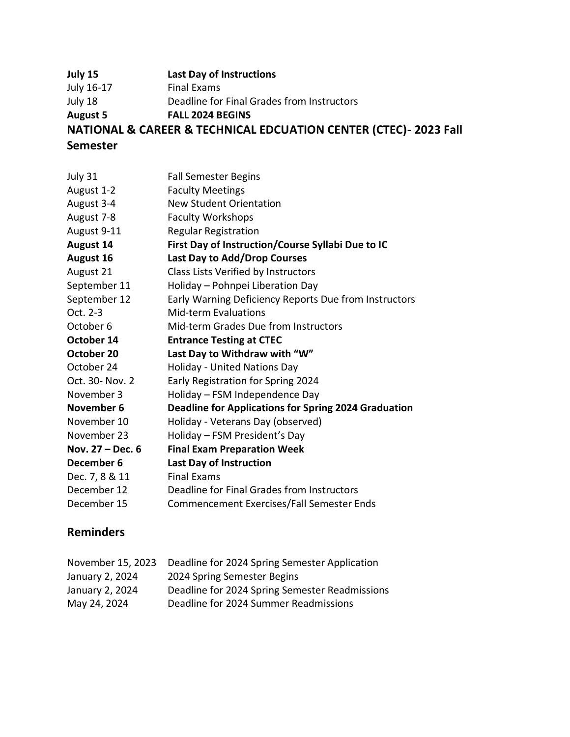| | |
|---|---|
| **July 15** | **Last Day of Instructions** |
| July 16-17 | Final Exams |
| July 18 | Deadline for Final Grades from Instructors |
| **August 5** | **FALL 2024 BEGINS** |

## NATIONAL & CAREER & TECHNICAL EDCUATION CENTER (CTEC)- 2023 Fall Semester

| | |
|---|---|
| July 31 | Fall Semester Begins |
| August 1-2 | Faculty Meetings |
| August 3-4 | New Student Orientation |
| August 7-8 | Faculty Workshops |
| August 9-11 | Regular Registration |
| **August 14** | **First Day of Instruction/Course Syllabi Due to IC** |
| **August 16** | **Last Day to Add/Drop Courses** |
| August 21 | Class Lists Verified by Instructors |
| September 11 | Holiday – Pohnpei Liberation Day |
| September 12 | Early Warning Deficiency Reports Due from Instructors |
| Oct. 2-3 | Mid-term Evaluations |
| October 6 | Mid-term Grades Due from Instructors |
| **October 14** | **Entrance Testing at CTEC** |
| **October 20** | **Last Day to Withdraw with "W"** |
| October 24 | Holiday - United Nations Day |
| Oct. 30- Nov. 2 | Early Registration for Spring 2024 |
| November 3 | Holiday – FSM Independence Day |
| **November 6** | **Deadline for Applications for Spring 2024 Graduation** |
| November 10 | Holiday - Veterans Day (observed) |
| November 23 | Holiday – FSM President's Day |
| **Nov. 27 – Dec. 6** | **Final Exam Preparation Week** |
| **December 6** | **Last Day of Instruction** |
| Dec. 7, 8 & 11 | Final Exams |
| December 12 | Deadline for Final Grades from Instructors |
| December 15 | Commencement Exercises/Fall Semester Ends |

## Reminders

| | |
|---|---|
| November 15, 2023 | Deadline for 2024 Spring Semester Application |
| January 2, 2024 | 2024 Spring Semester Begins |
| January 2, 2024 | Deadline for 2024 Spring Semester Readmissions |
| May 24, 2024 | Deadline for 2024 Summer Readmissions |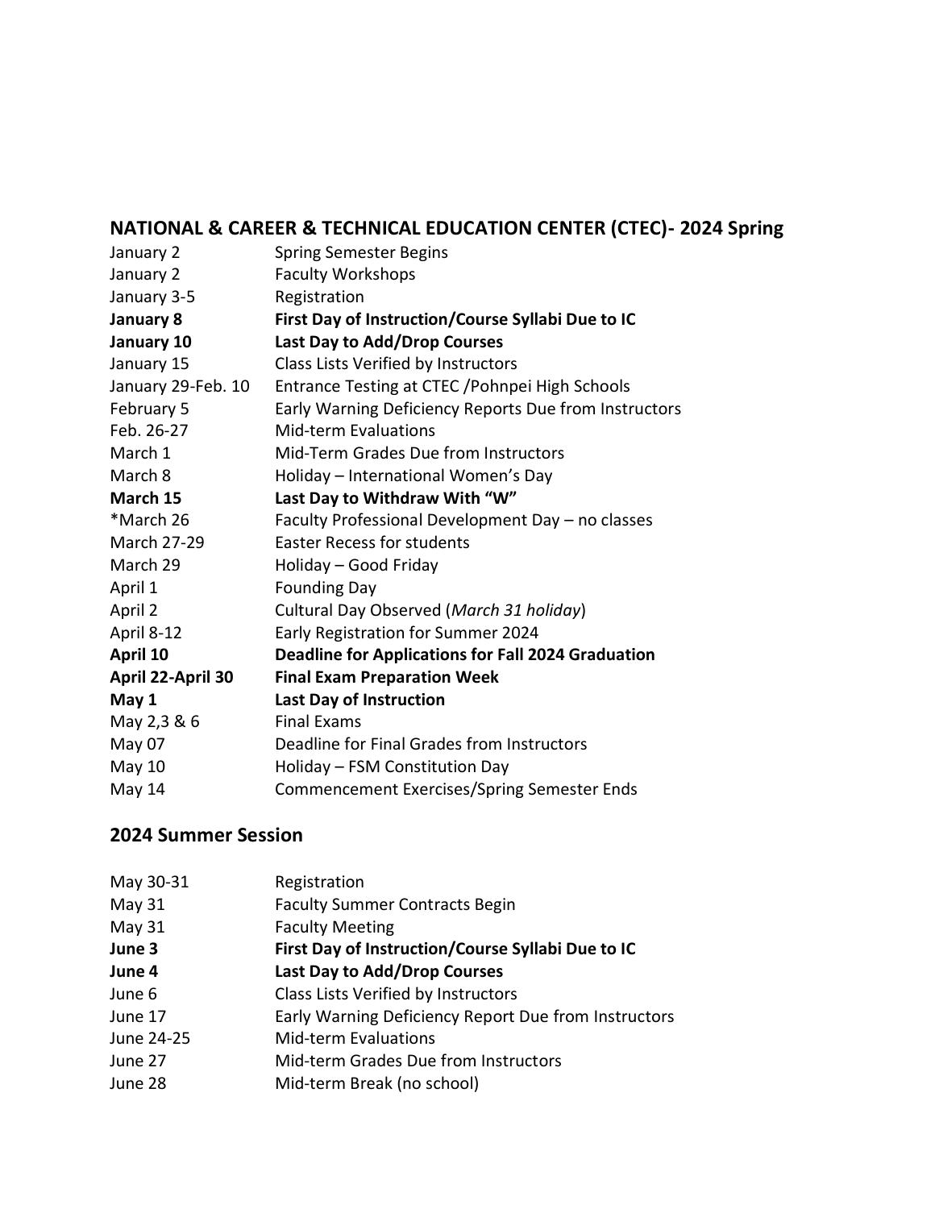## NATIONAL & CAREER & TECHNICAL EDUCATION CENTER (CTEC)- 2024 Spring

| | |
|---|---|
| January 2 | Spring Semester Begins |
| January 2 | Faculty Workshops |
| January 3-5 | Registration |
| **January 8** | **First Day of Instruction/Course Syllabi Due to IC** |
| **January 10** | **Last Day to Add/Drop Courses** |
| January 15 | Class Lists Verified by Instructors |
| January 29-Feb. 10 | Entrance Testing at CTEC /Pohnpei High Schools |
| February 5 | Early Warning Deficiency Reports Due from Instructors |
| Feb. 26-27 | Mid-term Evaluations |
| March 1 | Mid-Term Grades Due from Instructors |
| March 8 | Holiday – International Women's Day |
| **March 15** | **Last Day to Withdraw With "W"** |
| *March 26 | Faculty Professional Development Day – no classes |
| March 27-29 | Easter Recess for students |
| March 29 | Holiday – Good Friday |
| April 1 | Founding Day |
| April 2 | Cultural Day Observed (*March 31 holiday*) |
| April 8-12 | Early Registration for Summer 2024 |
| **April 10** | **Deadline for Applications for Fall 2024 Graduation** |
| **April 22-April 30** | **Final Exam Preparation Week** |
| **May 1** | **Last Day of Instruction** |
| May 2,3 & 6 | Final Exams |
| May 07 | Deadline for Final Grades from Instructors |
| May 10 | Holiday – FSM Constitution Day |
| May 14 | Commencement Exercises/Spring Semester Ends |

## 2024 Summer Session

| | |
|---|---|
| May 30-31 | Registration |
| May 31 | Faculty Summer Contracts Begin |
| May 31 | Faculty Meeting |
| **June 3** | **First Day of Instruction/Course Syllabi Due to IC** |
| **June 4** | **Last Day to Add/Drop Courses** |
| June 6 | Class Lists Verified by Instructors |
| June 17 | Early Warning Deficiency Report Due from Instructors |
| June 24-25 | Mid-term Evaluations |
| June 27 | Mid-term Grades Due from Instructors |
| June 28 | Mid-term Break (no school) |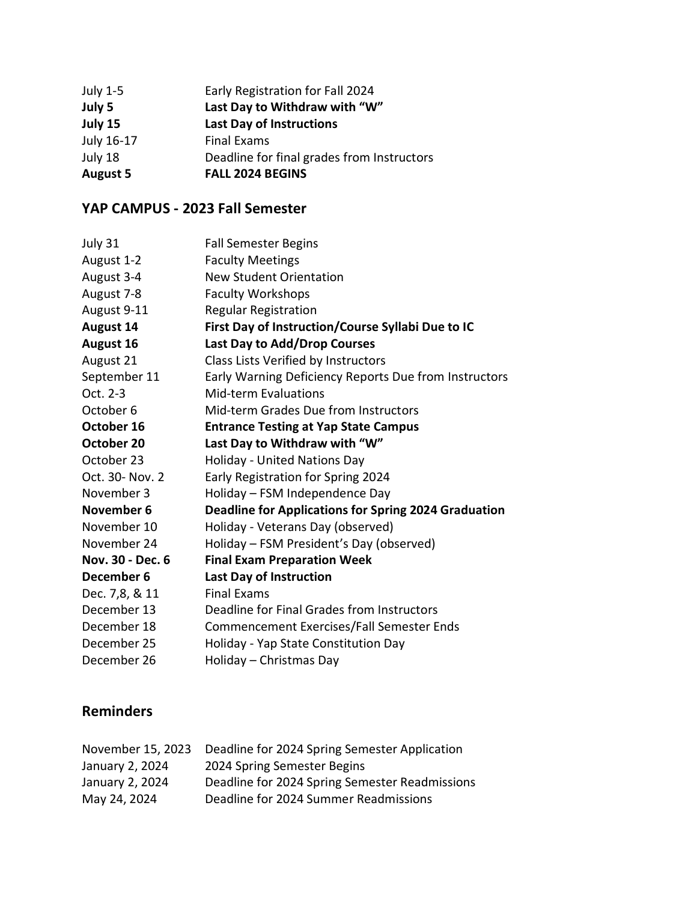| | |
|---|---|
| July 1-5 | Early Registration for Fall 2024 |
| **July 5** | **Last Day to Withdraw with "W"** |
| **July 15** | **Last Day of Instructions** |
| July 16-17 | Final Exams |
| July 18 | Deadline for final grades from Instructors |
| **August 5** | **FALL 2024 BEGINS** |

## YAP CAMPUS - 2023 Fall Semester

| | |
|---|---|
| July 31 | Fall Semester Begins |
| August 1-2 | Faculty Meetings |
| August 3-4 | New Student Orientation |
| August 7-8 | Faculty Workshops |
| August 9-11 | Regular Registration |
| **August 14** | **First Day of Instruction/Course Syllabi Due to IC** |
| **August 16** | **Last Day to Add/Drop Courses** |
| August 21 | Class Lists Verified by Instructors |
| September 11 | Early Warning Deficiency Reports Due from Instructors |
| Oct. 2-3 | Mid-term Evaluations |
| October 6 | Mid-term Grades Due from Instructors |
| **October 16** | **Entrance Testing at Yap State Campus** |
| **October 20** | **Last Day to Withdraw with "W"** |
| October 23 | Holiday - United Nations Day |
| Oct. 30- Nov. 2 | Early Registration for Spring 2024 |
| November 3 | Holiday – FSM Independence Day |
| **November 6** | **Deadline for Applications for Spring 2024 Graduation** |
| November 10 | Holiday - Veterans Day (observed) |
| November 24 | Holiday – FSM President's Day (observed) |
| **Nov. 30 - Dec. 6** | **Final Exam Preparation Week** |
| **December 6** | **Last Day of Instruction** |
| Dec. 7,8, & 11 | Final Exams |
| December 13 | Deadline for Final Grades from Instructors |
| December 18 | Commencement Exercises/Fall Semester Ends |
| December 25 | Holiday - Yap State Constitution Day |
| December 26 | Holiday – Christmas Day |

## Reminders

| | |
|---|---|
| November 15, 2023 | Deadline for 2024 Spring Semester Application |
| January 2, 2024 | 2024 Spring Semester Begins |
| January 2, 2024 | Deadline for 2024 Spring Semester Readmissions |
| May 24, 2024 | Deadline for 2024 Summer Readmissions |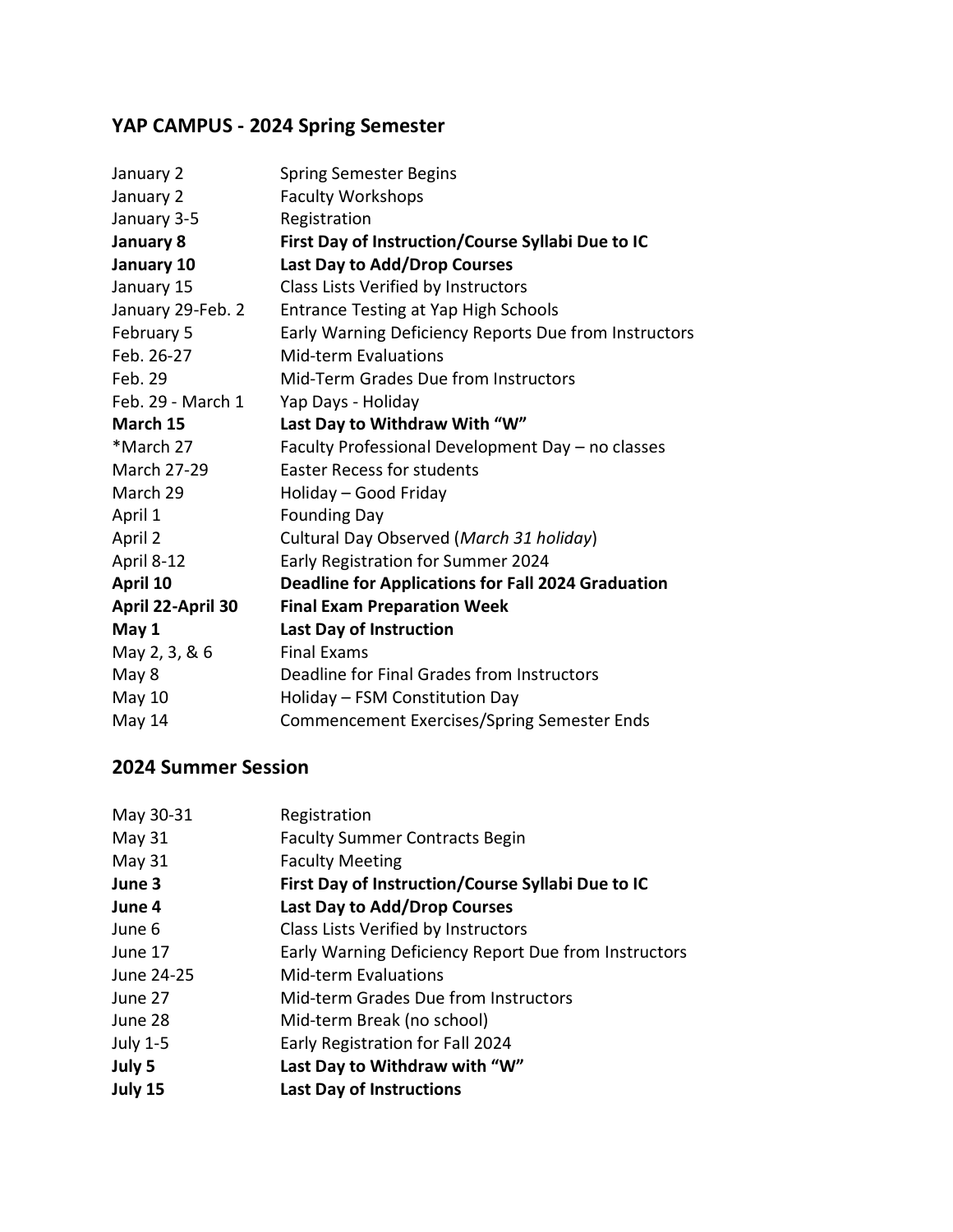## YAP CAMPUS - 2024 Spring Semester

| | |
|---|---|
| January 2 | Spring Semester Begins |
| January 2 | Faculty Workshops |
| January 3-5 | Registration |
| **January 8** | **First Day of Instruction/Course Syllabi Due to IC** |
| **January 10** | **Last Day to Add/Drop Courses** |
| January 15 | Class Lists Verified by Instructors |
| January 29-Feb. 2 | Entrance Testing at Yap High Schools |
| February 5 | Early Warning Deficiency Reports Due from Instructors |
| Feb. 26-27 | Mid-term Evaluations |
| Feb. 29 | Mid-Term Grades Due from Instructors |
| Feb. 29 - March 1 | Yap Days - Holiday |
| **March 15** | **Last Day to Withdraw With "W"** |
| *March 27 | Faculty Professional Development Day – no classes |
| March 27-29 | Easter Recess for students |
| March 29 | Holiday – Good Friday |
| April 1 | Founding Day |
| April 2 | Cultural Day Observed (*March 31 holiday*) |
| April 8-12 | Early Registration for Summer 2024 |
| **April 10** | **Deadline for Applications for Fall 2024 Graduation** |
| **April 22-April 30** | **Final Exam Preparation Week** |
| **May 1** | **Last Day of Instruction** |
| May 2, 3, & 6 | Final Exams |
| May 8 | Deadline for Final Grades from Instructors |
| May 10 | Holiday – FSM Constitution Day |
| May 14 | Commencement Exercises/Spring Semester Ends |

## 2024 Summer Session

| | |
|---|---|
| May 30-31 | Registration |
| May 31 | Faculty Summer Contracts Begin |
| May 31 | Faculty Meeting |
| **June 3** | **First Day of Instruction/Course Syllabi Due to IC** |
| **June 4** | **Last Day to Add/Drop Courses** |
| June 6 | Class Lists Verified by Instructors |
| June 17 | Early Warning Deficiency Report Due from Instructors |
| June 24-25 | Mid-term Evaluations |
| June 27 | Mid-term Grades Due from Instructors |
| June 28 | Mid-term Break (no school) |
| July 1-5 | Early Registration for Fall 2024 |
| **July 5** | **Last Day to Withdraw with "W"** |
| **July 15** | **Last Day of Instructions** |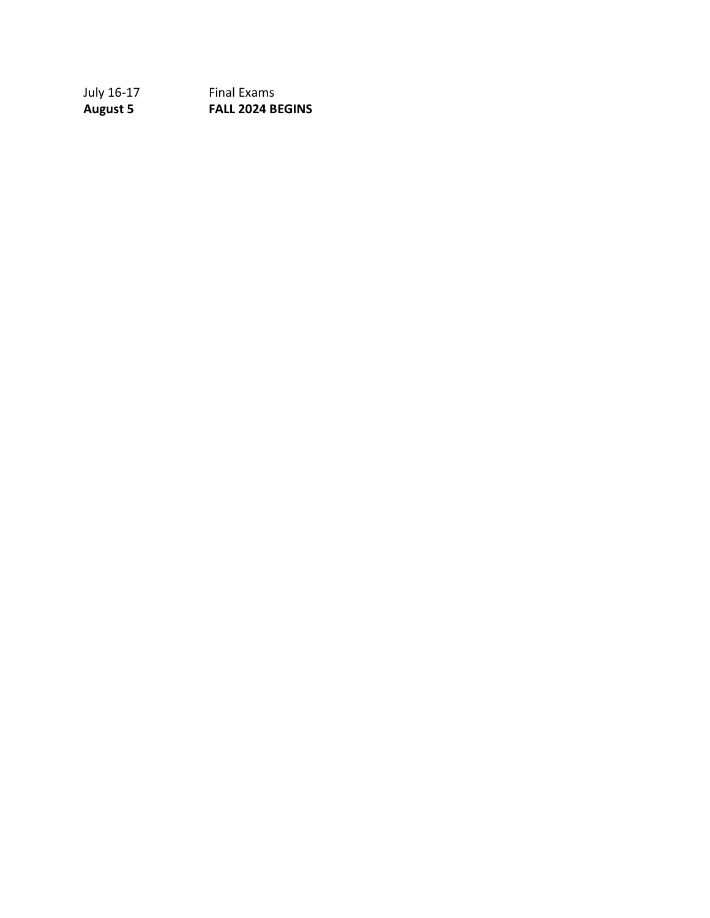| | |
|---|---|
| July 16-17 | Final Exams |
| **August 5** | **FALL 2024 BEGINS** |